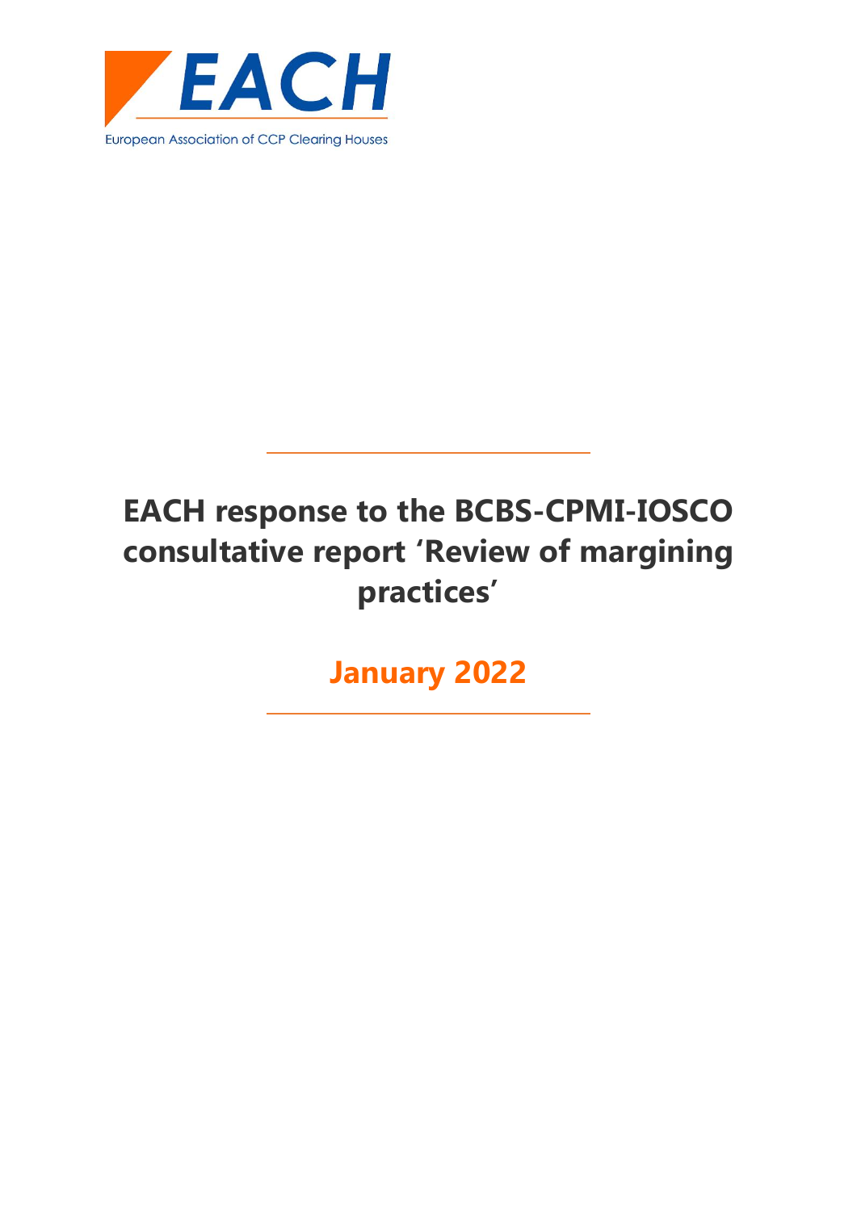EACH

European Association of CCP Clearing Houses

# EACH response to the BCBS-CPMI-IOSCO consultative report 'Review of margining practices'

## January 2022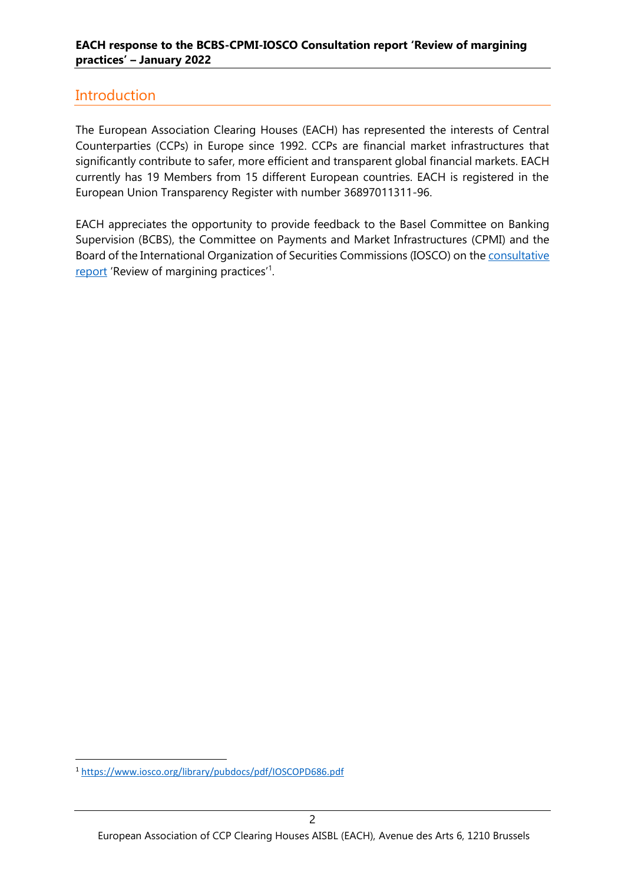## Introduction

The European Association Clearing Houses (EACH) has represented the interests of Central Counterparties (CCPs) in Europe since 1992. CCPs are financial market infrastructures that significantly contribute to safer, more efficient and transparent global financial markets. EACH currently has 19 Members from 15 different European countries. EACH is registered in the European Union Transparency Register with number 36897011311-96.

EACH appreciates the opportunity to provide feedback to the Basel Committee on Banking Supervision (BCBS), the Committee on Payments and Market Infrastructures (CPMI) and the Board of the International Organization of Securities Commissions (IOSCO) on the consultative report 'Review of margining practices'[1].

[1] https://www.iosco.org/library/pubdocs/pdf/IOSCOPD686.pdf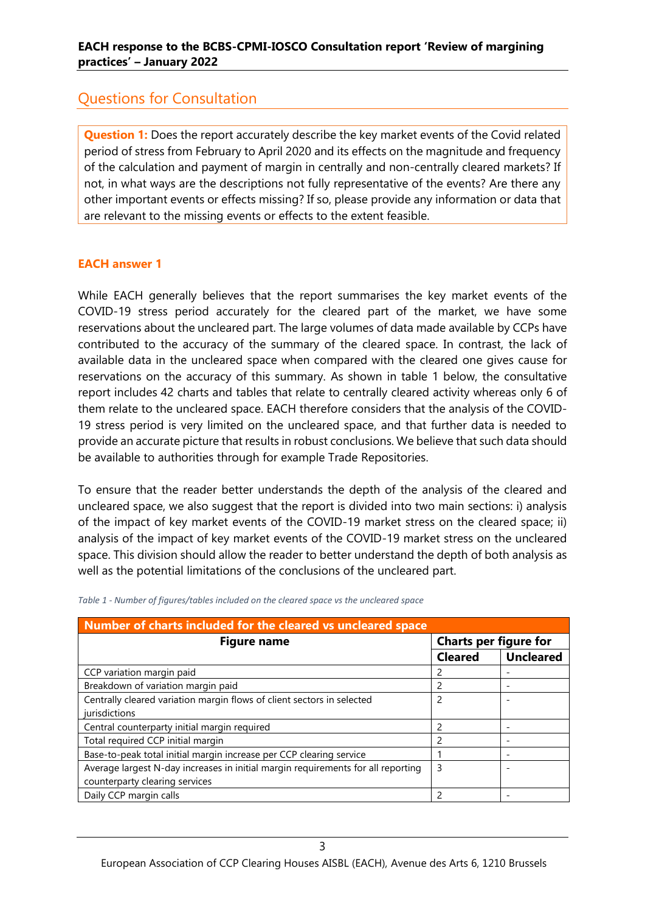## Questions for Consultation

**Question 1:** Does the report accurately describe the key market events of the Covid related period of stress from February to April 2020 and its effects on the magnitude and frequency of the calculation and payment of margin in centrally and non-centrally cleared markets? If not, in what ways are the descriptions not fully representative of the events? Are there any other important events or effects missing? If so, please provide any information or data that are relevant to the missing events or effects to the extent feasible.

### EACH answer 1

While EACH generally believes that the report summarises the key market events of the COVID-19 stress period accurately for the cleared part of the market, we have some reservations about the uncleared part. The large volumes of data made available by CCPs have contributed to the accuracy of the summary of the cleared space. In contrast, the lack of available data in the uncleared space when compared with the cleared one gives cause for reservations on the accuracy of this summary. As shown in table 1 below, the consultative report includes 42 charts and tables that relate to centrally cleared activity whereas only 6 of them relate to the uncleared space. EACH therefore considers that the analysis of the COVID-19 stress period is very limited on the uncleared space, and that further data is needed to provide an accurate picture that results in robust conclusions. We believe that such data should be available to authorities through for example Trade Repositories.

To ensure that the reader better understands the depth of the analysis of the cleared and uncleared space, we also suggest that the report is divided into two main sections: i) analysis of the impact of key market events of the COVID-19 market stress on the cleared space; ii) analysis of the impact of key market events of the COVID-19 market stress on the uncleared space. This division should allow the reader to better understand the depth of both analysis as well as the potential limitations of the conclusions of the uncleared part.

*Table 1 - Number of figures/tables included on the cleared space vs the uncleared space*

| Number of charts included for the cleared vs uncleared space | | |
|---|---|---|
| **Figure name** | **Charts per figure for** | |
| | **Cleared** | **Uncleared** |
| CCP variation margin paid | 2 | - |
| Breakdown of variation margin paid | 2 | - |
| Centrally cleared variation margin flows of client sectors in selected jurisdictions | 2 | - |
| Central counterparty initial margin required | 2 | - |
| Total required CCP initial margin | 2 | - |
| Base-to-peak total initial margin increase per CCP clearing service | 1 | - |
| Average largest N-day increases in initial margin requirements for all reporting counterparty clearing services | 3 | - |
| Daily CCP margin calls | 2 | - |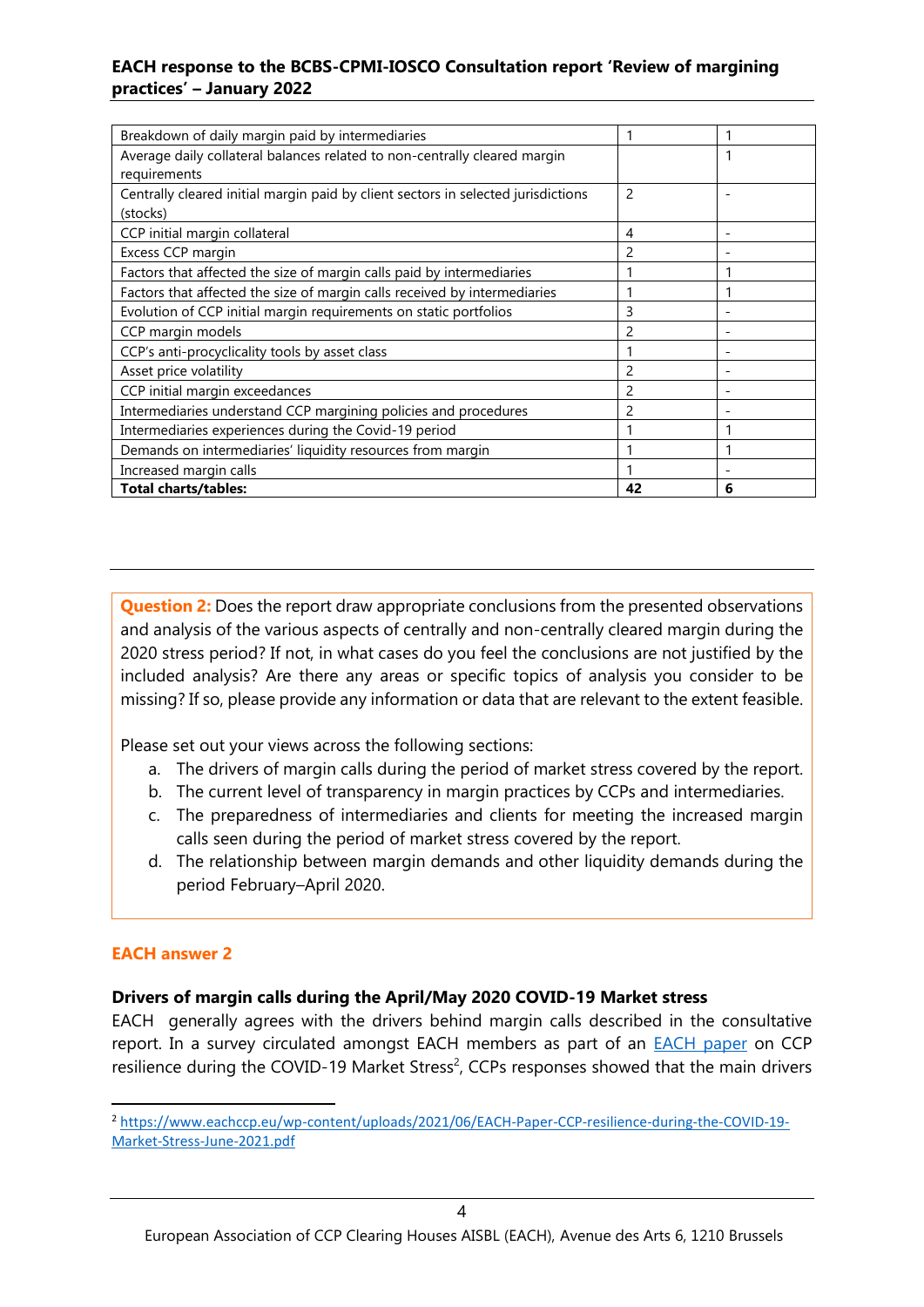| | | |
|---|---|---|
| Breakdown of daily margin paid by intermediaries | 1 | 1 |
| Average daily collateral balances related to non-centrally cleared margin requirements | | 1 |
| Centrally cleared initial margin paid by client sectors in selected jurisdictions (stocks) | 2 | - |
| CCP initial margin collateral | 4 | - |
| Excess CCP margin | 2 | - |
| Factors that affected the size of margin calls paid by intermediaries | 1 | 1 |
| Factors that affected the size of margin calls received by intermediaries | 1 | 1 |
| Evolution of CCP initial margin requirements on static portfolios | 3 | - |
| CCP margin models | 2 | - |
| CCP's anti-procyclicality tools by asset class | 1 | - |
| Asset price volatility | 2 | - |
| CCP initial margin exceedances | 2 | - |
| Intermediaries understand CCP margining policies and procedures | 2 | - |
| Intermediaries experiences during the Covid-19 period | 1 | 1 |
| Demands on intermediaries' liquidity resources from margin | 1 | 1 |
| Increased margin calls | 1 | - |
| **Total charts/tables:** | **42** | **6** |

**Question 2:** Does the report draw appropriate conclusions from the presented observations and analysis of the various aspects of centrally and non-centrally cleared margin during the 2020 stress period? If not, in what cases do you feel the conclusions are not justified by the included analysis? Are there any areas or specific topics of analysis you consider to be missing? If so, please provide any information or data that are relevant to the extent feasible.

Please set out your views across the following sections:

a. The drivers of margin calls during the period of market stress covered by the report.
b. The current level of transparency in margin practices by CCPs and intermediaries.
c. The preparedness of intermediaries and clients for meeting the increased margin calls seen during the period of market stress covered by the report.
d. The relationship between margin demands and other liquidity demands during the period February–April 2020.

## EACH answer 2

### Drivers of margin calls during the April/May 2020 COVID-19 Market stress

EACH generally agrees with the drivers behind margin calls described in the consultative report. In a survey circulated amongst EACH members as part of an EACH paper on CCP resilience during the COVID-19 Market Stress[2], CCPs responses showed that the main drivers

[2] https://www.eachccp.eu/wp-content/uploads/2021/06/EACH-Paper-CCP-resilience-during-the-COVID-19-Market-Stress-June-2021.pdf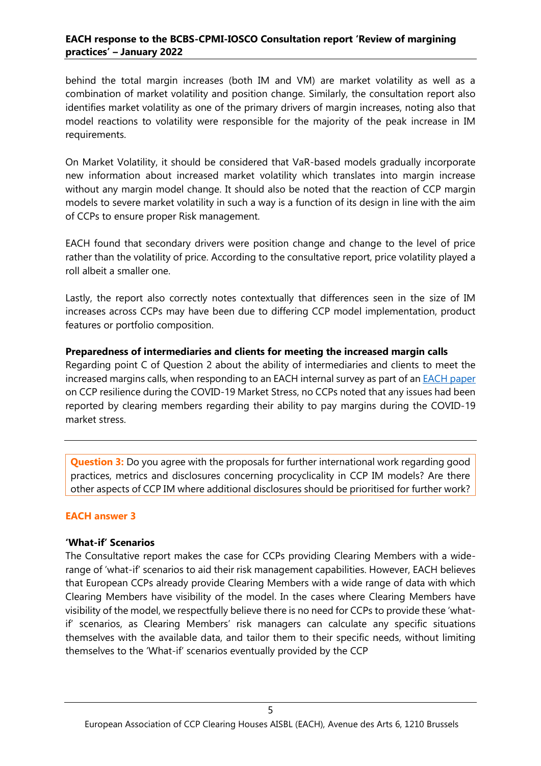behind the total margin increases (both IM and VM) are market volatility as well as a combination of market volatility and position change. Similarly, the consultation report also identifies market volatility as one of the primary drivers of margin increases, noting also that model reactions to volatility were responsible for the majority of the peak increase in IM requirements.

On Market Volatility, it should be considered that VaR-based models gradually incorporate new information about increased market volatility which translates into margin increase without any margin model change. It should also be noted that the reaction of CCP margin models to severe market volatility in such a way is a function of its design in line with the aim of CCPs to ensure proper Risk management.

EACH found that secondary drivers were position change and change to the level of price rather than the volatility of price. According to the consultative report, price volatility played a roll albeit a smaller one.

Lastly, the report also correctly notes contextually that differences seen in the size of IM increases across CCPs may have been due to differing CCP model implementation, product features or portfolio composition.

**Preparedness of intermediaries and clients for meeting the increased margin calls**

Regarding point C of Question 2 about the ability of intermediaries and clients to meet the increased margins calls, when responding to an EACH internal survey as part of an EACH paper on CCP resilience during the COVID-19 Market Stress, no CCPs noted that any issues had been reported by clearing members regarding their ability to pay margins during the COVID-19 market stress.

---

**Question 3:** Do you agree with the proposals for further international work regarding good practices, metrics and disclosures concerning procyclicality in CCP IM models? Are there other aspects of CCP IM where additional disclosures should be prioritised for further work?

### EACH answer 3

**'What-if' Scenarios**

The Consultative report makes the case for CCPs providing Clearing Members with a wide-range of 'what-if' scenarios to aid their risk management capabilities. However, EACH believes that European CCPs already provide Clearing Members with a wide range of data with which Clearing Members have visibility of the model. In the cases where Clearing Members have visibility of the model, we respectfully believe there is no need for CCPs to provide these 'what-if' scenarios, as Clearing Members' risk managers can calculate any specific situations themselves with the available data, and tailor them to their specific needs, without limiting themselves to the 'What-if' scenarios eventually provided by the CCP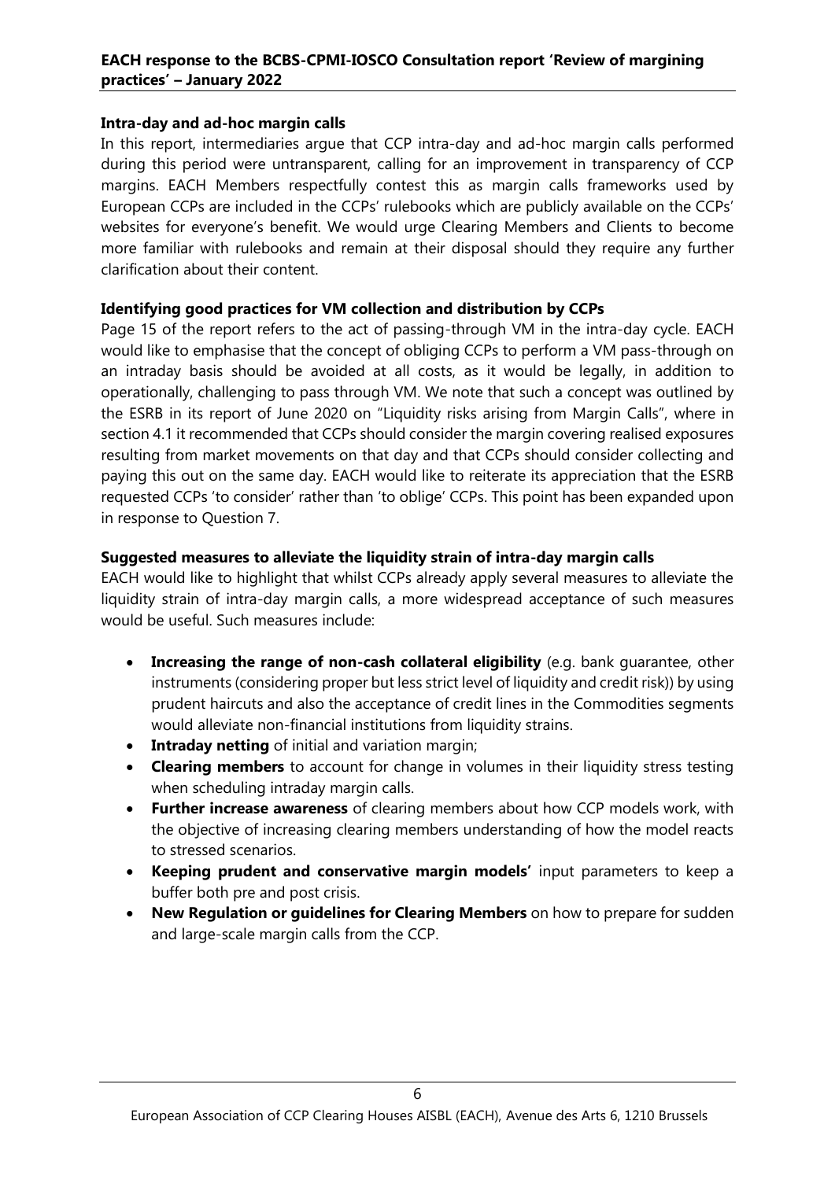**Intra-day and ad-hoc margin calls**

In this report, intermediaries argue that CCP intra-day and ad-hoc margin calls performed during this period were untransparent, calling for an improvement in transparency of CCP margins. EACH Members respectfully contest this as margin calls frameworks used by European CCPs are included in the CCPs' rulebooks which are publicly available on the CCPs' websites for everyone's benefit. We would urge Clearing Members and Clients to become more familiar with rulebooks and remain at their disposal should they require any further clarification about their content.

**Identifying good practices for VM collection and distribution by CCPs**

Page 15 of the report refers to the act of passing-through VM in the intra-day cycle. EACH would like to emphasise that the concept of obliging CCPs to perform a VM pass-through on an intraday basis should be avoided at all costs, as it would be legally, in addition to operationally, challenging to pass through VM. We note that such a concept was outlined by the ESRB in its report of June 2020 on "Liquidity risks arising from Margin Calls", where in section 4.1 it recommended that CCPs should consider the margin covering realised exposures resulting from market movements on that day and that CCPs should consider collecting and paying this out on the same day. EACH would like to reiterate its appreciation that the ESRB requested CCPs 'to consider' rather than 'to oblige' CCPs. This point has been expanded upon in response to Question 7.

**Suggested measures to alleviate the liquidity strain of intra-day margin calls**

EACH would like to highlight that whilst CCPs already apply several measures to alleviate the liquidity strain of intra-day margin calls, a more widespread acceptance of such measures would be useful. Such measures include:

- **Increasing the range of non-cash collateral eligibility** (e.g. bank guarantee, other instruments (considering proper but less strict level of liquidity and credit risk)) by using prudent haircuts and also the acceptance of credit lines in the Commodities segments would alleviate non-financial institutions from liquidity strains.
- **Intraday netting** of initial and variation margin;
- **Clearing members** to account for change in volumes in their liquidity stress testing when scheduling intraday margin calls.
- **Further increase awareness** of clearing members about how CCP models work, with the objective of increasing clearing members understanding of how the model reacts to stressed scenarios.
- **Keeping prudent and conservative margin models'** input parameters to keep a buffer both pre and post crisis.
- **New Regulation or guidelines for Clearing Members** on how to prepare for sudden and large-scale margin calls from the CCP.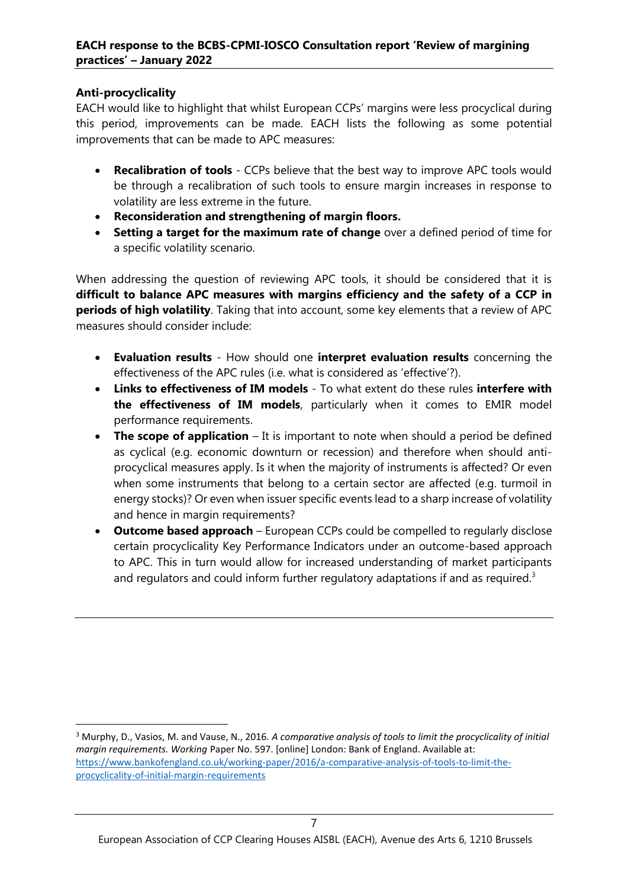**Anti-procyclicality**

EACH would like to highlight that whilst European CCPs' margins were less procyclical during this period, improvements can be made. EACH lists the following as some potential improvements that can be made to APC measures:

- **Recalibration of tools** - CCPs believe that the best way to improve APC tools would be through a recalibration of such tools to ensure margin increases in response to volatility are less extreme in the future.
- **Reconsideration and strengthening of margin floors.**
- **Setting a target for the maximum rate of change** over a defined period of time for a specific volatility scenario.

When addressing the question of reviewing APC tools, it should be considered that it is **difficult to balance APC measures with margins efficiency and the safety of a CCP in periods of high volatility**. Taking that into account, some key elements that a review of APC measures should consider include:

- **Evaluation results** - How should one **interpret evaluation results** concerning the effectiveness of the APC rules (i.e. what is considered as 'effective'?).
- **Links to effectiveness of IM models** - To what extent do these rules **interfere with the effectiveness of IM models**, particularly when it comes to EMIR model performance requirements.
- **The scope of application** – It is important to note when should a period be defined as cyclical (e.g. economic downturn or recession) and therefore when should anti-procyclical measures apply. Is it when the majority of instruments is affected? Or even when some instruments that belong to a certain sector are affected (e.g. turmoil in energy stocks)? Or even when issuer specific events lead to a sharp increase of volatility and hence in margin requirements?
- **Outcome based approach** – European CCPs could be compelled to regularly disclose certain procyclicality Key Performance Indicators under an outcome-based approach to APC. This in turn would allow for increased understanding of market participants and regulators and could inform further regulatory adaptations if and as required.[3]

---

[3] Murphy, D., Vasios, M. and Vause, N., 2016. *A comparative analysis of tools to limit the procyclicality of initial margin requirements. Working* Paper No. 597. [online] London: Bank of England. Available at: https://www.bankofengland.co.uk/working-paper/2016/a-comparative-analysis-of-tools-to-limit-the-procyclicality-of-initial-margin-requirements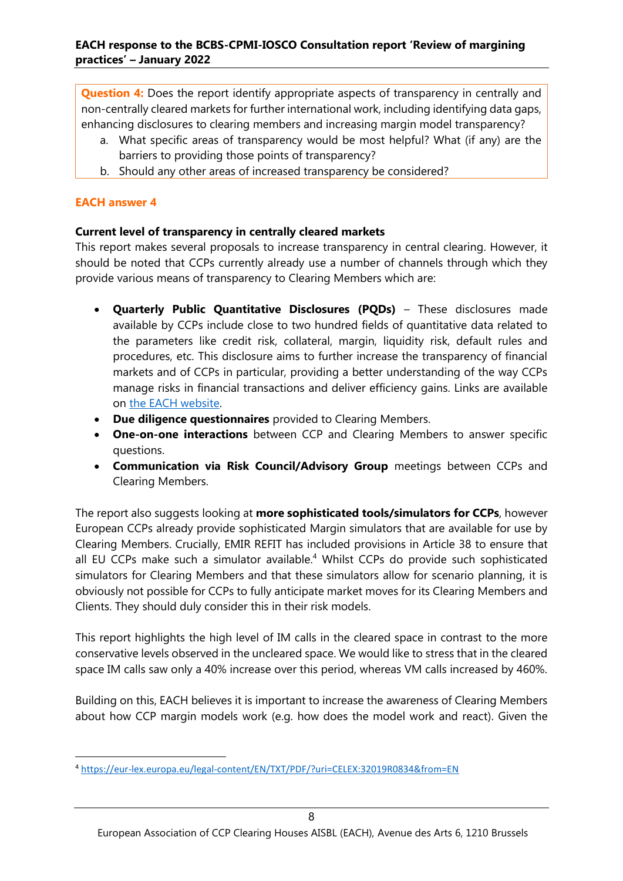**Question 4:** Does the report identify appropriate aspects of transparency in centrally and non-centrally cleared markets for further international work, including identifying data gaps, enhancing disclosures to clearing members and increasing margin model transparency?

a. What specific areas of transparency would be most helpful? What (if any) are the barriers to providing those points of transparency?
b. Should any other areas of increased transparency be considered?

**EACH answer 4**

**Current level of transparency in centrally cleared markets**

This report makes several proposals to increase transparency in central clearing. However, it should be noted that CCPs currently already use a number of channels through which they provide various means of transparency to Clearing Members which are:

- **Quarterly Public Quantitative Disclosures (PQDs)** – These disclosures made available by CCPs include close to two hundred fields of quantitative data related to the parameters like credit risk, collateral, margin, liquidity risk, default rules and procedures, etc. This disclosure aims to further increase the transparency of financial markets and of CCPs in particular, providing a better understanding of the way CCPs manage risks in financial transactions and deliver efficiency gains. Links are available on the EACH website.
- **Due diligence questionnaires** provided to Clearing Members.
- **One-on-one interactions** between CCP and Clearing Members to answer specific questions.
- **Communication via Risk Council/Advisory Group** meetings between CCPs and Clearing Members.

The report also suggests looking at **more sophisticated tools/simulators for CCPs**, however European CCPs already provide sophisticated Margin simulators that are available for use by Clearing Members. Crucially, EMIR REFIT has included provisions in Article 38 to ensure that all EU CCPs make such a simulator available.[4] Whilst CCPs do provide such sophisticated simulators for Clearing Members and that these simulators allow for scenario planning, it is obviously not possible for CCPs to fully anticipate market moves for its Clearing Members and Clients. They should duly consider this in their risk models.

This report highlights the high level of IM calls in the cleared space in contrast to the more conservative levels observed in the uncleared space. We would like to stress that in the cleared space IM calls saw only a 40% increase over this period, whereas VM calls increased by 460%.

Building on this, EACH believes it is important to increase the awareness of Clearing Members about how CCP margin models work (e.g. how does the model work and react). Given the

[4] https://eur-lex.europa.eu/legal-content/EN/TXT/PDF/?uri=CELEX:32019R0834&from=EN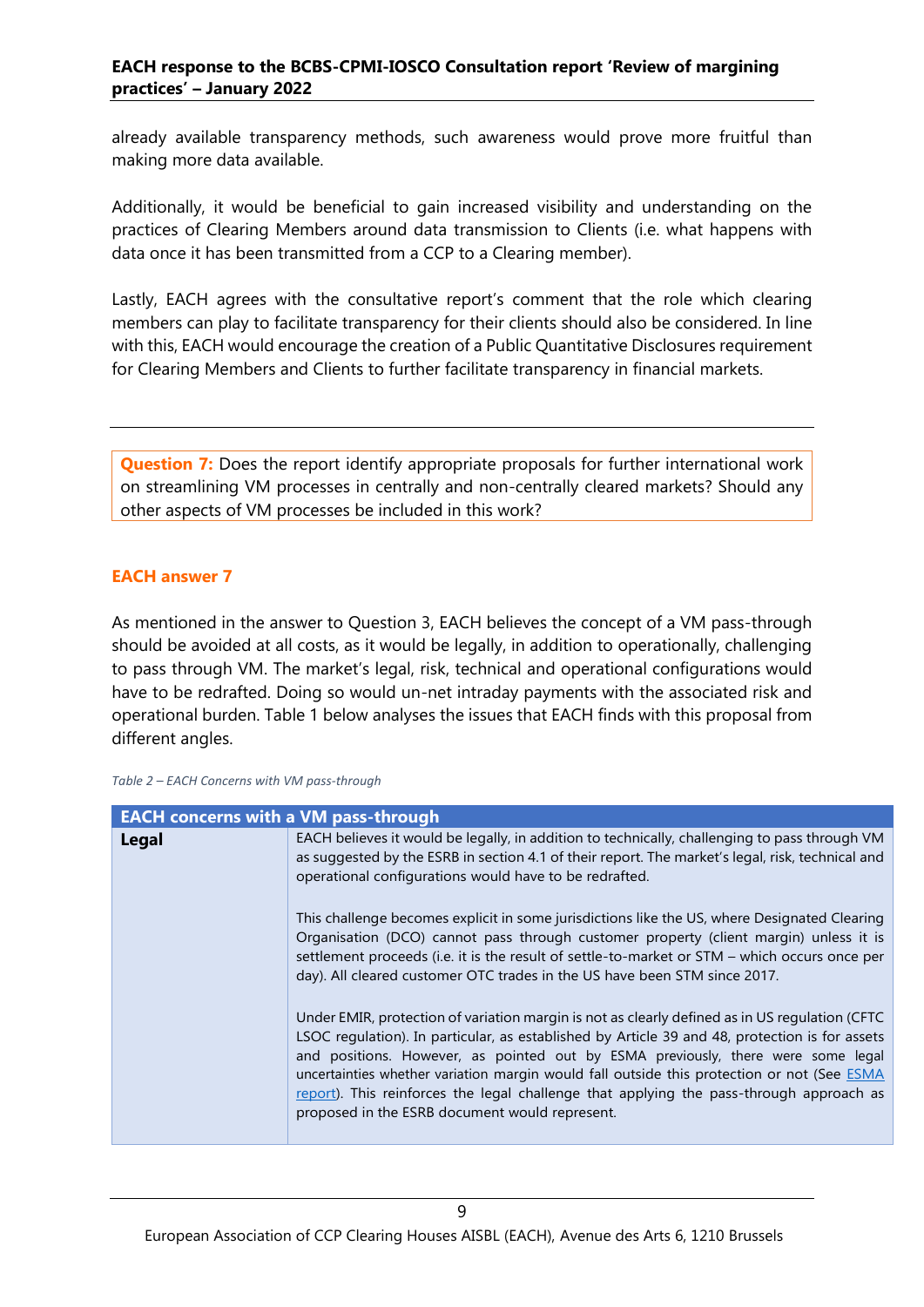already available transparency methods, such awareness would prove more fruitful than making more data available.

Additionally, it would be beneficial to gain increased visibility and understanding on the practices of Clearing Members around data transmission to Clients (i.e. what happens with data once it has been transmitted from a CCP to a Clearing member).

Lastly, EACH agrees with the consultative report's comment that the role which clearing members can play to facilitate transparency for their clients should also be considered. In line with this, EACH would encourage the creation of a Public Quantitative Disclosures requirement for Clearing Members and Clients to further facilitate transparency in financial markets.

---

**Question 7:** Does the report identify appropriate proposals for further international work on streamlining VM processes in centrally and non-centrally cleared markets? Should any other aspects of VM processes be included in this work?

### EACH answer 7

As mentioned in the answer to Question 3, EACH believes the concept of a VM pass-through should be avoided at all costs, as it would be legally, in addition to operationally, challenging to pass through VM. The market's legal, risk, technical and operational configurations would have to be redrafted. Doing so would un-net intraday payments with the associated risk and operational burden. Table 1 below analyses the issues that EACH finds with this proposal from different angles.

*Table 2 – EACH Concerns with VM pass-through*

| EACH concerns with a VM pass-through | |
|---|---|
| **Legal** | EACH believes it would be legally, in addition to technically, challenging to pass through VM as suggested by the ESRB in section 4.1 of their report. The market's legal, risk, technical and operational configurations would have to be redrafted.<br><br>This challenge becomes explicit in some jurisdictions like the US, where Designated Clearing Organisation (DCO) cannot pass through customer property (client margin) unless it is settlement proceeds (i.e. it is the result of settle-to-market or STM – which occurs once per day). All cleared customer OTC trades in the US have been STM since 2017.<br><br>Under EMIR, protection of variation margin is not as clearly defined as in US regulation (CFTC LSOC regulation). In particular, as established by Article 39 and 48, protection is for assets and positions. However, as pointed out by ESMA previously, there were some legal uncertainties whether variation margin would fall outside this protection or not (See ESMA report). This reinforces the legal challenge that applying the pass-through approach as proposed in the ESRB document would represent. |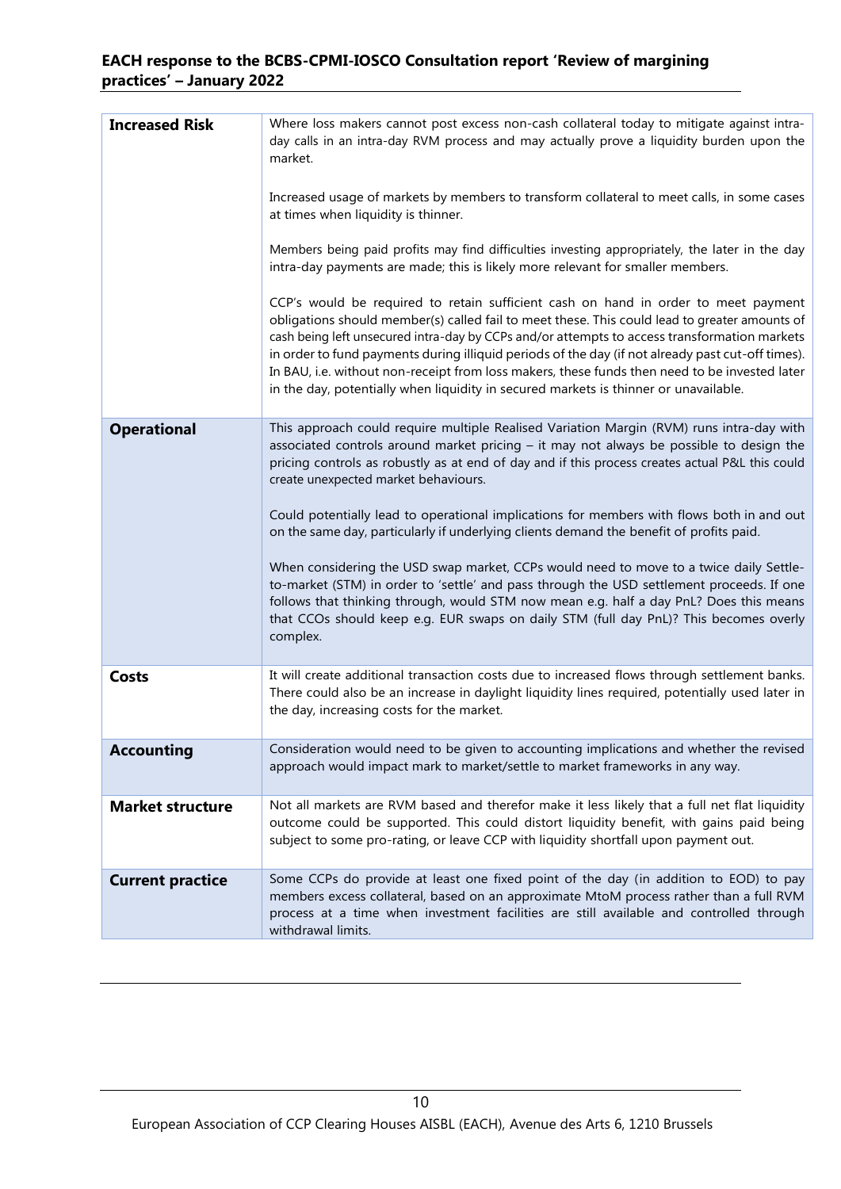| | |
|---|---|
| **Increased Risk** | Where loss makers cannot post excess non-cash collateral today to mitigate against intra-day calls in an intra-day RVM process and may actually prove a liquidity burden upon the market.<br><br>Increased usage of markets by members to transform collateral to meet calls, in some cases at times when liquidity is thinner.<br><br>Members being paid profits may find difficulties investing appropriately, the later in the day intra-day payments are made; this is likely more relevant for smaller members.<br><br>CCP's would be required to retain sufficient cash on hand in order to meet payment obligations should member(s) called fail to meet these. This could lead to greater amounts of cash being left unsecured intra-day by CCPs and/or attempts to access transformation markets in order to fund payments during illiquid periods of the day (if not already past cut-off times). In BAU, i.e. without non-receipt from loss makers, these funds then need to be invested later in the day, potentially when liquidity in secured markets is thinner or unavailable. |
| **Operational** | This approach could require multiple Realised Variation Margin (RVM) runs intra-day with associated controls around market pricing – it may not always be possible to design the pricing controls as robustly as at end of day and if this process creates actual P&L this could create unexpected market behaviours.<br><br>Could potentially lead to operational implications for members with flows both in and out on the same day, particularly if underlying clients demand the benefit of profits paid.<br><br>When considering the USD swap market, CCPs would need to move to a twice daily Settle-to-market (STM) in order to 'settle' and pass through the USD settlement proceeds. If one follows that thinking through, would STM now mean e.g. half a day PnL? Does this means that CCOs should keep e.g. EUR swaps on daily STM (full day PnL)? This becomes overly complex. |
| **Costs** | It will create additional transaction costs due to increased flows through settlement banks. There could also be an increase in daylight liquidity lines required, potentially used later in the day, increasing costs for the market. |
| **Accounting** | Consideration would need to be given to accounting implications and whether the revised approach would impact mark to market/settle to market frameworks in any way. |
| **Market structure** | Not all markets are RVM based and therefor make it less likely that a full net flat liquidity outcome could be supported. This could distort liquidity benefit, with gains paid being subject to some pro-rating, or leave CCP with liquidity shortfall upon payment out. |
| **Current practice** | Some CCPs do provide at least one fixed point of the day (in addition to EOD) to pay members excess collateral, based on an approximate MtoM process rather than a full RVM process at a time when investment facilities are still available and controlled through withdrawal limits. |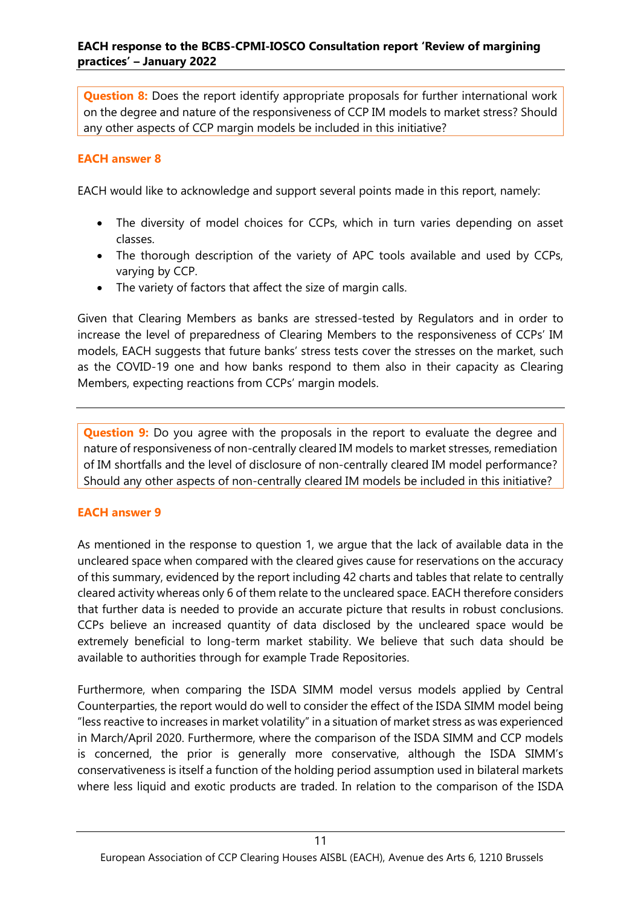**Question 8:** Does the report identify appropriate proposals for further international work on the degree and nature of the responsiveness of CCP IM models to market stress? Should any other aspects of CCP margin models be included in this initiative?

### EACH answer 8

EACH would like to acknowledge and support several points made in this report, namely:

- The diversity of model choices for CCPs, which in turn varies depending on asset classes.
- The thorough description of the variety of APC tools available and used by CCPs, varying by CCP.
- The variety of factors that affect the size of margin calls.

Given that Clearing Members as banks are stressed-tested by Regulators and in order to increase the level of preparedness of Clearing Members to the responsiveness of CCPs' IM models, EACH suggests that future banks' stress tests cover the stresses on the market, such as the COVID-19 one and how banks respond to them also in their capacity as Clearing Members, expecting reactions from CCPs' margin models.

---

**Question 9:** Do you agree with the proposals in the report to evaluate the degree and nature of responsiveness of non-centrally cleared IM models to market stresses, remediation of IM shortfalls and the level of disclosure of non-centrally cleared IM model performance? Should any other aspects of non-centrally cleared IM models be included in this initiative?

### EACH answer 9

As mentioned in the response to question 1, we argue that the lack of available data in the uncleared space when compared with the cleared gives cause for reservations on the accuracy of this summary, evidenced by the report including 42 charts and tables that relate to centrally cleared activity whereas only 6 of them relate to the uncleared space. EACH therefore considers that further data is needed to provide an accurate picture that results in robust conclusions. CCPs believe an increased quantity of data disclosed by the uncleared space would be extremely beneficial to long-term market stability. We believe that such data should be available to authorities through for example Trade Repositories.

Furthermore, when comparing the ISDA SIMM model versus models applied by Central Counterparties, the report would do well to consider the effect of the ISDA SIMM model being "less reactive to increases in market volatility" in a situation of market stress as was experienced in March/April 2020. Furthermore, where the comparison of the ISDA SIMM and CCP models is concerned, the prior is generally more conservative, although the ISDA SIMM's conservativeness is itself a function of the holding period assumption used in bilateral markets where less liquid and exotic products are traded. In relation to the comparison of the ISDA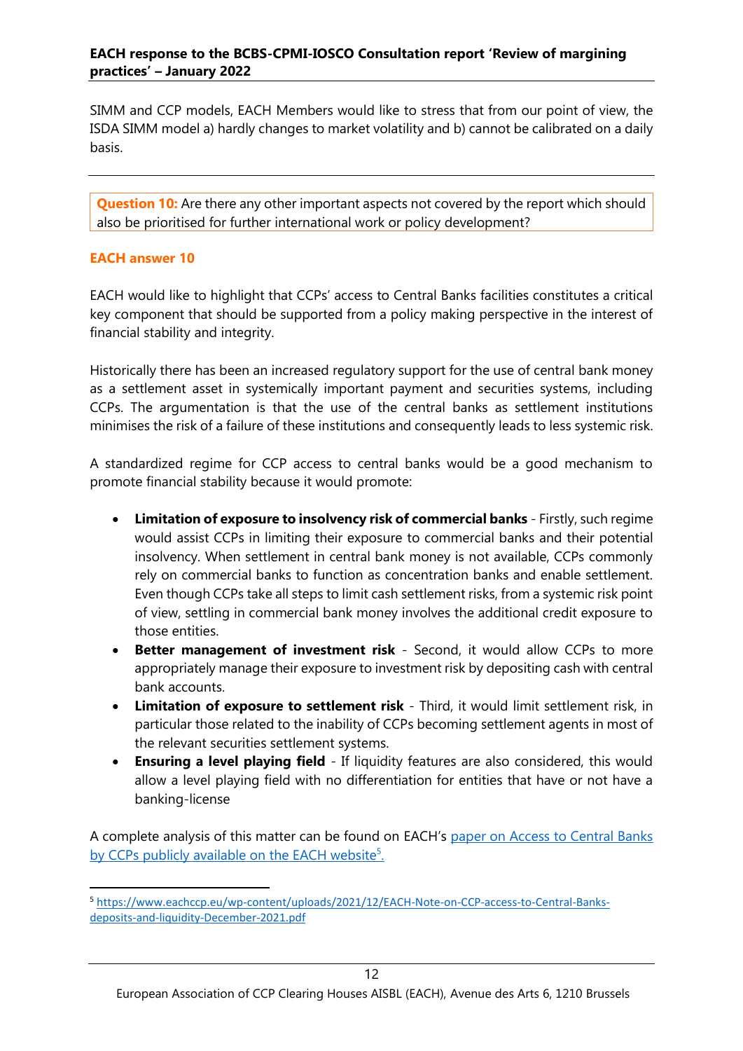SIMM and CCP models, EACH Members would like to stress that from our point of view, the ISDA SIMM model a) hardly changes to market volatility and b) cannot be calibrated on a daily basis.

---

**Question 10:** Are there any other important aspects not covered by the report which should also be prioritised for further international work or policy development?

### EACH answer 10

EACH would like to highlight that CCPs' access to Central Banks facilities constitutes a critical key component that should be supported from a policy making perspective in the interest of financial stability and integrity.

Historically there has been an increased regulatory support for the use of central bank money as a settlement asset in systemically important payment and securities systems, including CCPs. The argumentation is that the use of the central banks as settlement institutions minimises the risk of a failure of these institutions and consequently leads to less systemic risk.

A standardized regime for CCP access to central banks would be a good mechanism to promote financial stability because it would promote:

- **Limitation of exposure to insolvency risk of commercial banks** - Firstly, such regime would assist CCPs in limiting their exposure to commercial banks and their potential insolvency. When settlement in central bank money is not available, CCPs commonly rely on commercial banks to function as concentration banks and enable settlement. Even though CCPs take all steps to limit cash settlement risks, from a systemic risk point of view, settling in commercial bank money involves the additional credit exposure to those entities.
- **Better management of investment risk** - Second, it would allow CCPs to more appropriately manage their exposure to investment risk by depositing cash with central bank accounts.
- **Limitation of exposure to settlement risk** - Third, it would limit settlement risk, in particular those related to the inability of CCPs becoming settlement agents in most of the relevant securities settlement systems.
- **Ensuring a level playing field** - If liquidity features are also considered, this would allow a level playing field with no differentiation for entities that have or not have a banking-license

A complete analysis of this matter can be found on EACH's [paper on Access to Central Banks by CCPs publicly available on the EACH website][5].

[5] https://www.eachccp.eu/wp-content/uploads/2021/12/EACH-Note-on-CCP-access-to-Central-Banks-deposits-and-liquidity-December-2021.pdf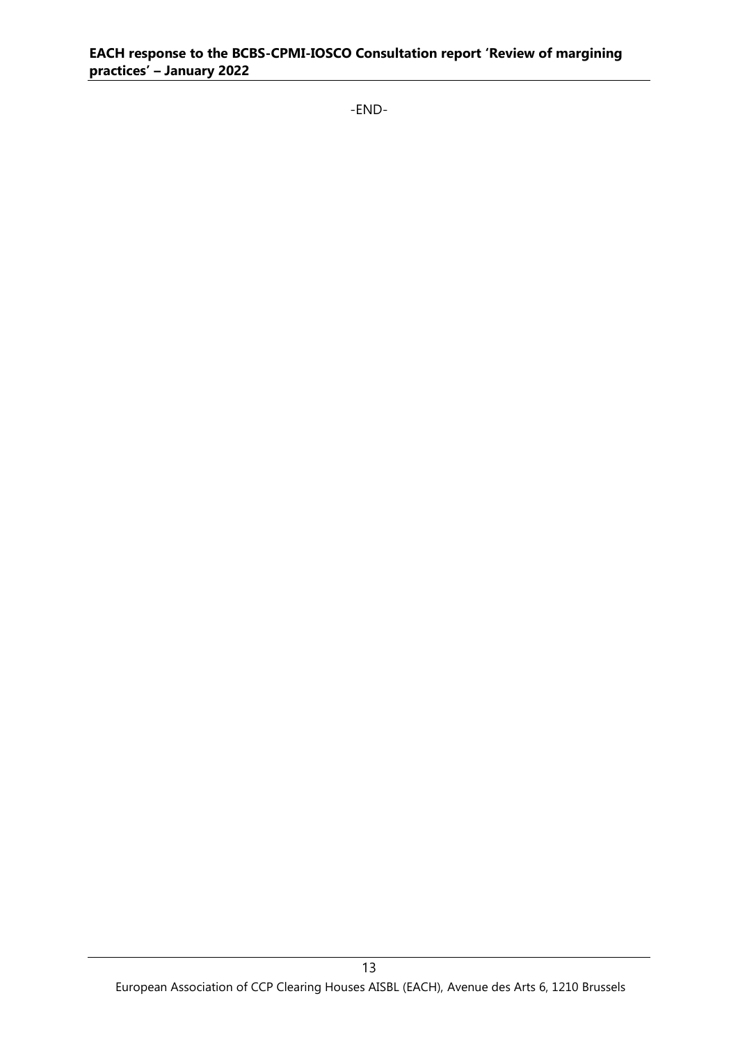-END-